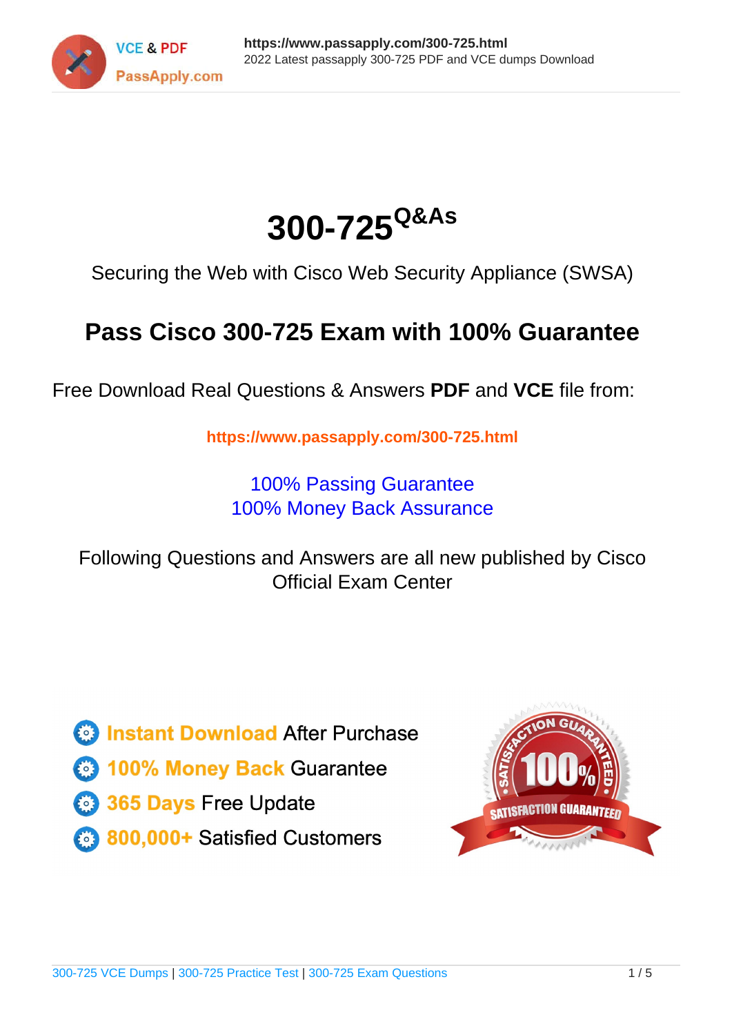# 300-725 Q&As

Securing the Web with Cisco Web Security Appliance (SWSA)

## Pass Cisco 300-725 Exam with 100% Guarantee

Free Download Real Questions & Answers **PDF** and **VCE** file from:

**https://www.passapply.com/300-725.html**

100% Passing Guarantee
100% Money Back Assurance

Following Questions and Answers are all new published by Cisco Official Exam Center

- **Instant Download** After Purchase
- **100% Money Back** Guarantee
- **365 Days** Free Update
- **800,000+** Satisfied Customers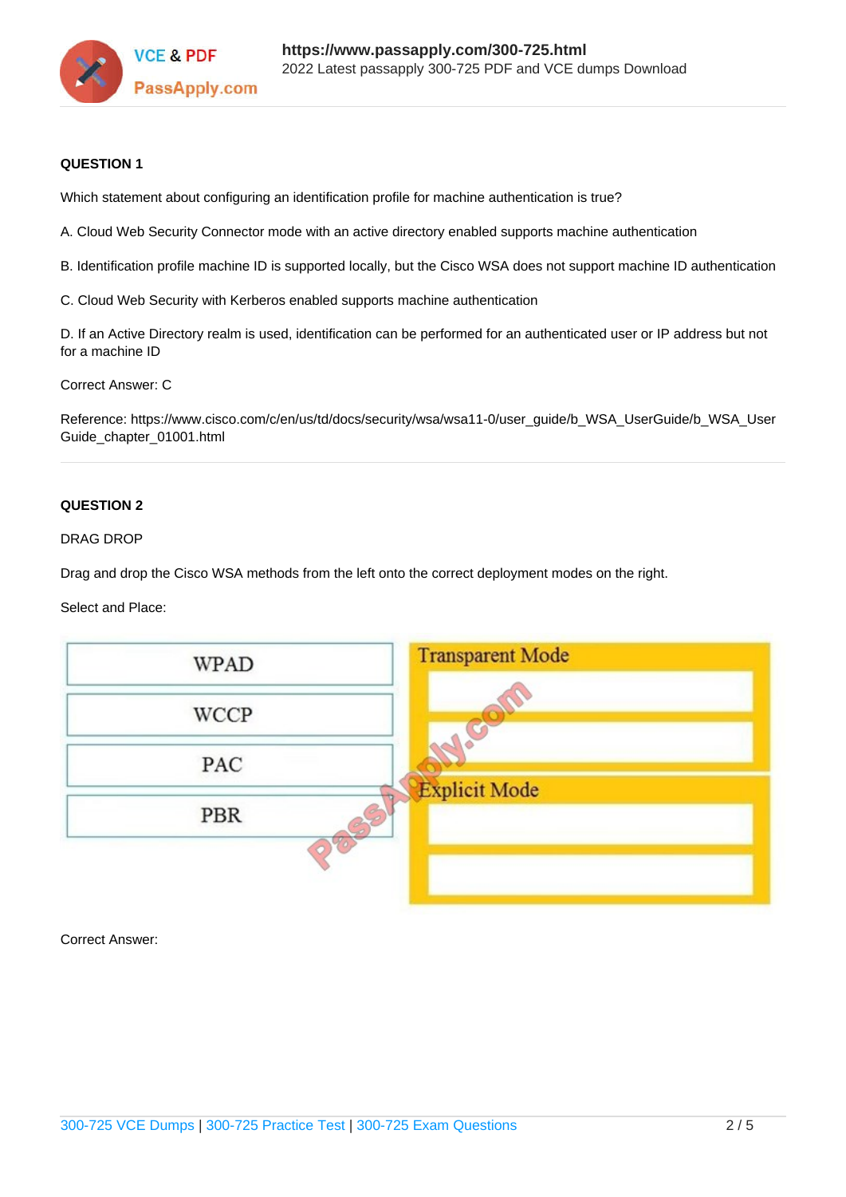**QUESTION 1**

Which statement about configuring an identification profile for machine authentication is true?

A. Cloud Web Security Connector mode with an active directory enabled supports machine authentication

B. Identification profile machine ID is supported locally, but the Cisco WSA does not support machine ID authentication

C. Cloud Web Security with Kerberos enabled supports machine authentication

D. If an Active Directory realm is used, identification can be performed for an authenticated user or IP address but not for a machine ID

Correct Answer: C

Reference: https://www.cisco.com/c/en/us/td/docs/security/wsa/wsa11-0/user_guide/b_WSA_UserGuide/b_WSA_UserGuide_chapter_01001.html

**QUESTION 2**

DRAG DROP

Drag and drop the Cisco WSA methods from the left onto the correct deployment modes on the right.

Select and Place:

| Methods | Deployment Modes |
| --- | --- |
| WPAD | Transparent Mode |
| WCCP | |
| PAC | |
| PBR | Explicit Mode |
| | |
| | |

Correct Answer: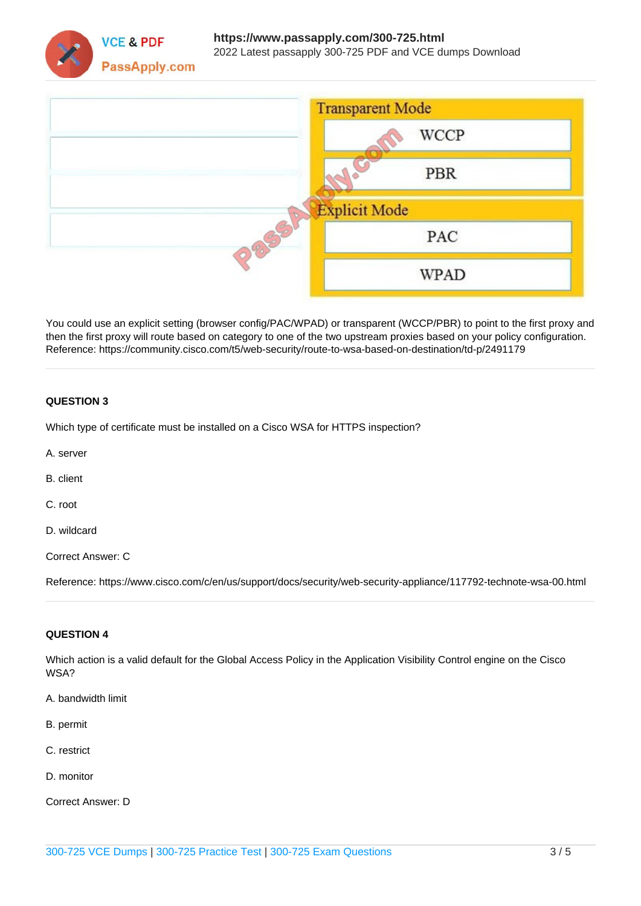| | Transparent Mode |
| --- | --- |
| | WCCP |
| | PBR |
| | Explicit Mode |
| | PAC |
| | WPAD |

You could use an explicit setting (browser config/PAC/WPAD) or transparent (WCCP/PBR) to point to the first proxy and then the first proxy will route based on category to one of the two upstream proxies based on your policy configuration. Reference: https://community.cisco.com/t5/web-security/route-to-wsa-based-on-destination/td-p/2491179

**QUESTION 3**

Which type of certificate must be installed on a Cisco WSA for HTTPS inspection?

A. server

B. client

C. root

D. wildcard

Correct Answer: C

Reference: https://www.cisco.com/c/en/us/support/docs/security/web-security-appliance/117792-technote-wsa-00.html

**QUESTION 4**

Which action is a valid default for the Global Access Policy in the Application Visibility Control engine on the Cisco WSA?

A. bandwidth limit

B. permit

C. restrict

D. monitor

Correct Answer: D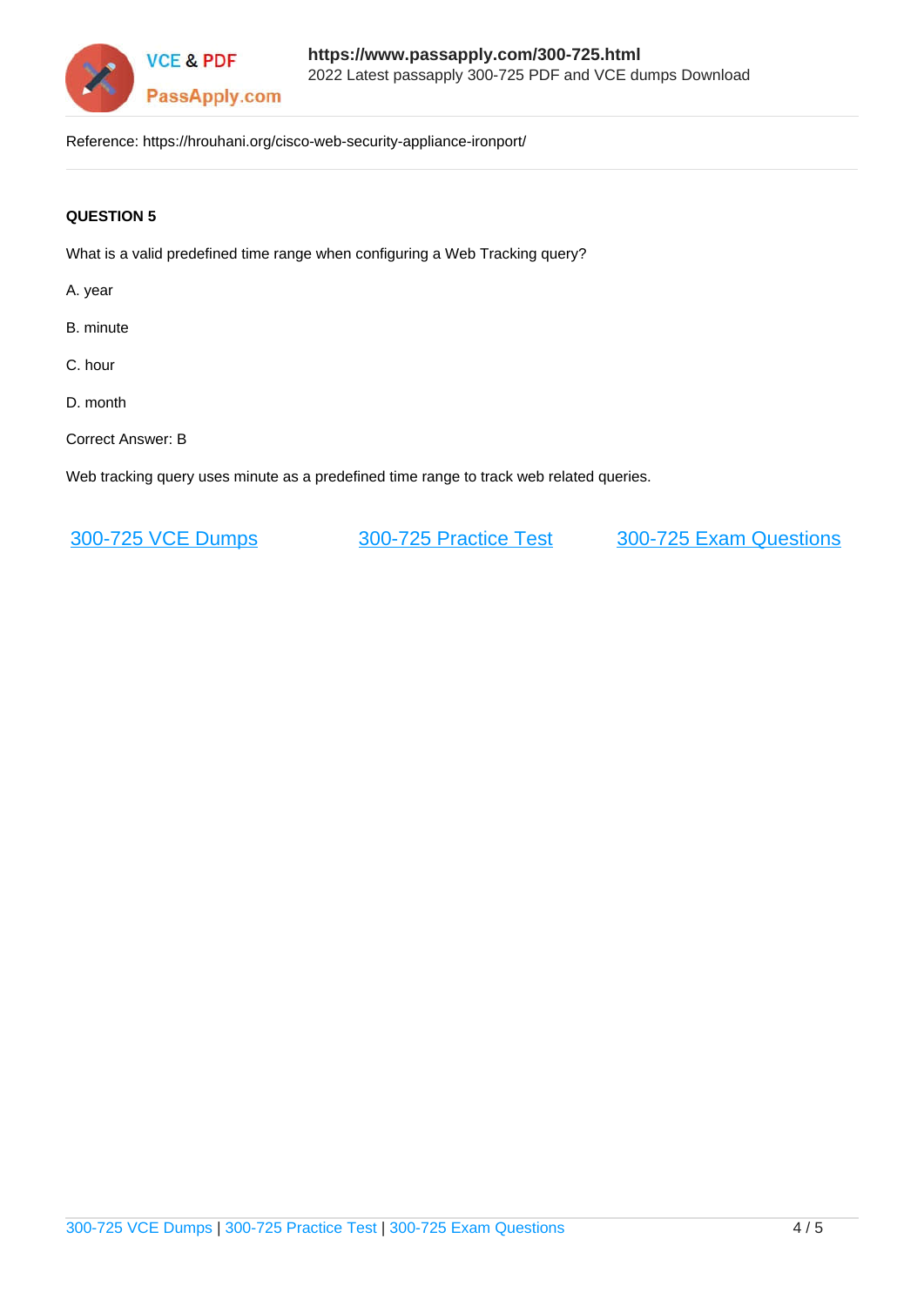Reference: https://hrouhani.org/cisco-web-security-appliance-ironport/

**QUESTION 5**

What is a valid predefined time range when configuring a Web Tracking query?

A. year

B. minute

C. hour

D. month

Correct Answer: B

Web tracking query uses minute as a predefined time range to track web related queries.

[300-725 VCE Dumps](https://www.passapply.com/300-725.html) [300-725 Practice Test](https://www.passapply.com/300-725.html) [300-725 Exam Questions](https://www.passapply.com/300-725.html)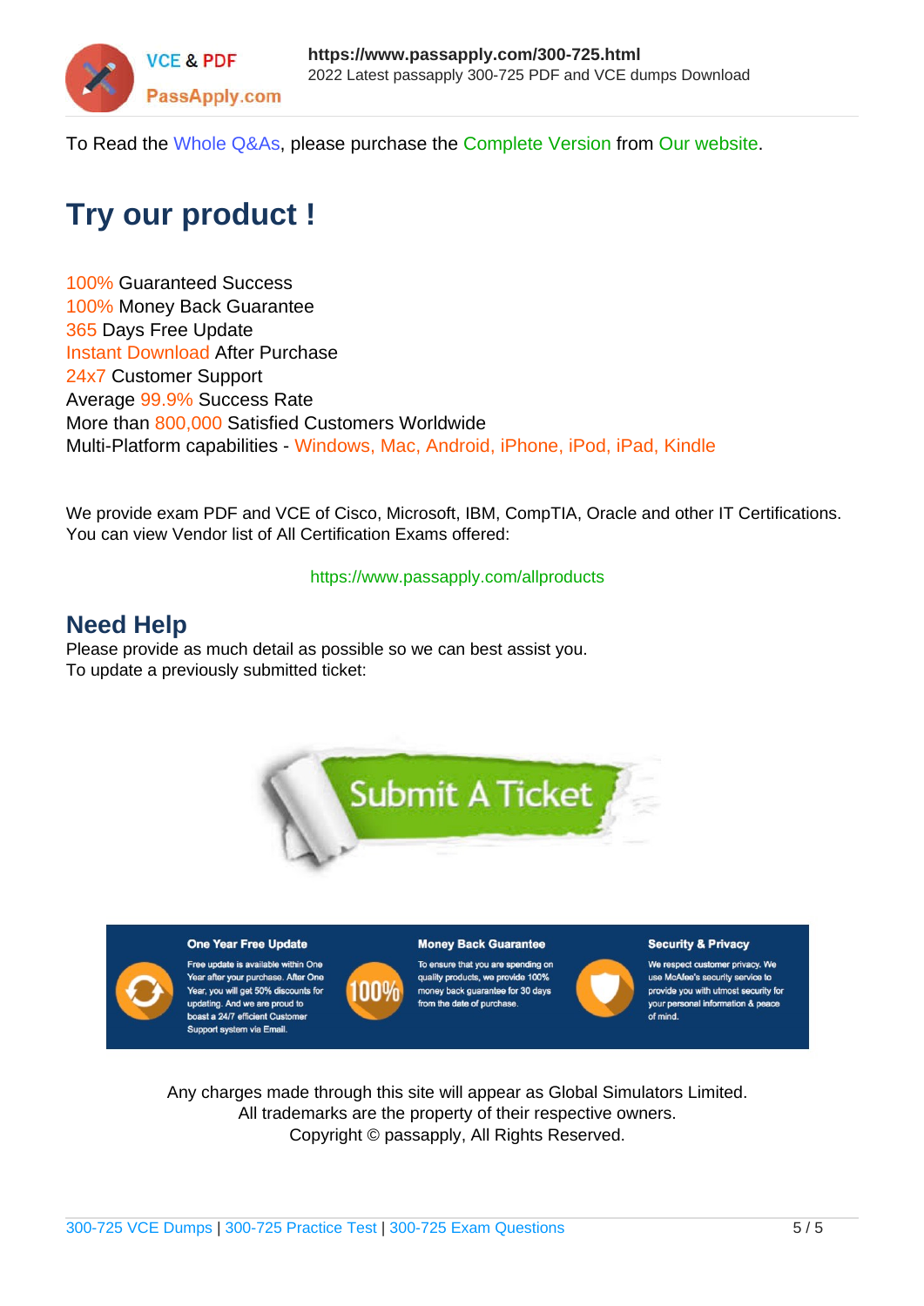To Read the Whole Q&As, please purchase the Complete Version from Our website.

# Try our product !

100% Guaranteed Success
100% Money Back Guarantee
365 Days Free Update
Instant Download After Purchase
24x7 Customer Support
Average 99.9% Success Rate
More than 800,000 Satisfied Customers Worldwide
Multi-Platform capabilities - Windows, Mac, Android, iPhone, iPod, iPad, Kindle

We provide exam PDF and VCE of Cisco, Microsoft, IBM, CompTIA, Oracle and other IT Certifications.
You can view Vendor list of All Certification Exams offered:

https://www.passapply.com/allproducts

## Need Help

Please provide as much detail as possible so we can best assist you.
To update a previously submitted ticket:

Submit A Ticket

**One Year Free Update**
Free update is available within One Year after your purchase. After One Year, you will get 50% discounts for updating. And we are proud to boast a 24/7 efficient Customer Support system via Email.

**Money Back Guarantee**
To ensure that you are spending on quality products, we provide 100% money back guarantee for 30 days from the date of purchase.

**Security & Privacy**
We respect customer privacy. We use McAfee's security service to provide you with utmost security for your personal information & peace of mind.

Any charges made through this site will appear as Global Simulators Limited.
All trademarks are the property of their respective owners.
Copyright © passapply, All Rights Reserved.